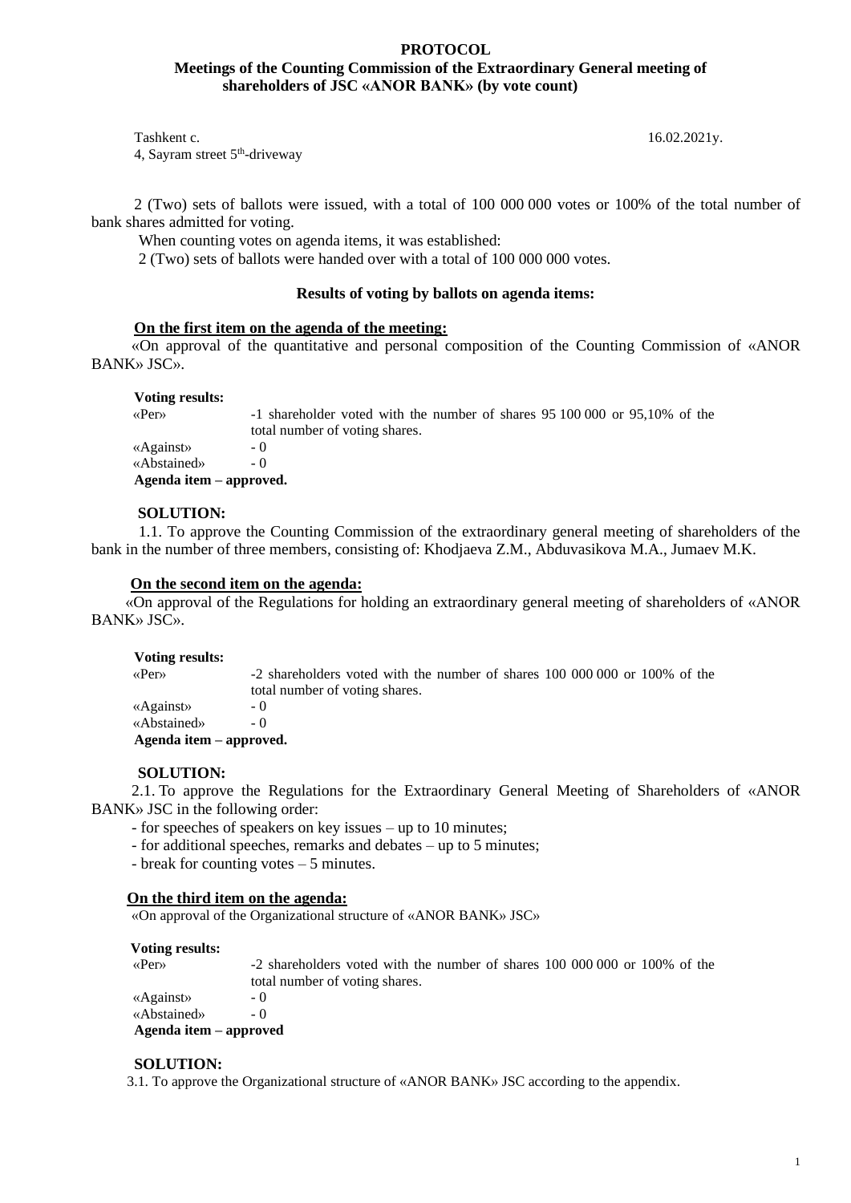# PROTOCOL

## Meetings of the Counting Commission of the Extraordinary General meeting of shareholders of JSC «ANOR BANK» (by vote count)

Tashkent c.
4, Sayram street 5th-driveway

16.02.2021y.

2 (Two) sets of ballots were issued, with a total of 100 000 000 votes or 100% of the total number of bank shares admitted for voting.

When counting votes on agenda items, it was established:

2 (Two) sets of ballots were handed over with a total of 100 000 000 votes.

### Results of voting by ballots on agenda items:

**On the first item on the agenda of the meeting:**

«On approval of the quantitative and personal composition of the Counting Commission of «ANOR BANK» JSC».

**Voting results:**

«Per» -1 shareholder voted with the number of shares 95 100 000 or 95,10% of the total number of voting shares.

«Against» - 0

«Abstained» - 0

**Agenda item – approved.**

**SOLUTION:**

1.1. To approve the Counting Commission of the extraordinary general meeting of shareholders of the bank in the number of three members, consisting of: Khodjaeva Z.M., Abduvasikova M.A., Jumaev M.K.

**On the second item on the agenda:**

«On approval of the Regulations for holding an extraordinary general meeting of shareholders of «ANOR BANK» JSC».

**Voting results:**

«Per» -2 shareholders voted with the number of shares 100 000 000 or 100% of the total number of voting shares.

«Against» - 0

«Abstained» - 0

**Agenda item – approved.**

**SOLUTION:**

2.1. To approve the Regulations for the Extraordinary General Meeting of Shareholders of «ANOR BANK» JSC in the following order:

- for speeches of speakers on key issues – up to 10 minutes;
- for additional speeches, remarks and debates – up to 5 minutes;
- break for counting votes – 5 minutes.

**On the third item on the agenda:**

«On approval of the Organizational structure of «ANOR BANK» JSC»

**Voting results:**

«Per» -2 shareholders voted with the number of shares 100 000 000 or 100% of the total number of voting shares.

«Against» - 0

«Abstained» - 0

**Agenda item – approved**

**SOLUTION:**

3.1. To approve the Organizational structure of «ANOR BANK» JSC according to the appendix.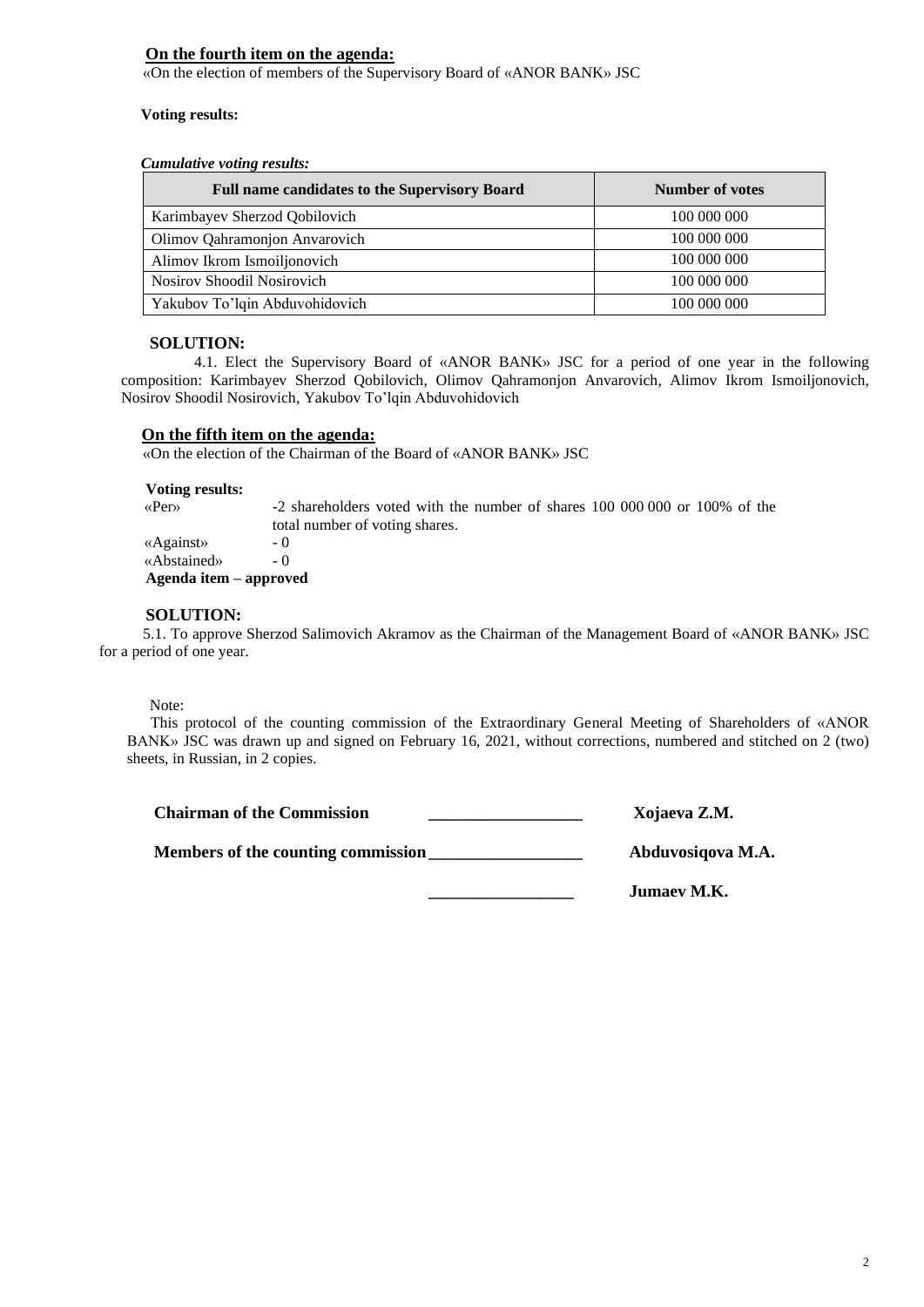**On the fourth item on the agenda:**

«On the election of members of the Supervisory Board of «ANOR BANK» JSC

**Voting results:**

***Cumulative voting results:***

| Full name candidates to the Supervisory Board | Number of votes |
|---|---|
| Karimbayev Sherzod Qobilovich | 100 000 000 |
| Olimov Qahramonjon Anvarovich | 100 000 000 |
| Alimov Ikrom Ismoiljonovich | 100 000 000 |
| Nosirov Shoodil Nosirovich | 100 000 000 |
| Yakubov To'lqin Abduvohidovich | 100 000 000 |

**SOLUTION:**

4.1. Elect the Supervisory Board of «ANOR BANK» JSC for a period of one year in the following composition: Karimbayev Sherzod Qobilovich, Olimov Qahramonjon Anvarovich, Alimov Ikrom Ismoiljonovich, Nosirov Shoodil Nosirovich, Yakubov To'lqin Abduvohidovich

**On the fifth item on the agenda:**

«On the election of the Chairman of the Board of «ANOR BANK» JSC

**Voting results:**

«Per» -2 shareholders voted with the number of shares 100 000 000 or 100% of the total number of voting shares.

«Against» - 0

«Abstained» - 0

**Agenda item – approved**

**SOLUTION:**

5.1. To approve Sherzod Salimovich Akramov as the Chairman of the Management Board of «ANOR BANK» JSC for a period of one year.

Note:

This protocol of the counting commission of the Extraordinary General Meeting of Shareholders of «ANOR BANK» JSC was drawn up and signed on February 16, 2021, without corrections, numbered and stitched on 2 (two) sheets, in Russian, in 2 copies.

**Chairman of the Commission** __________________ **Xojaeva Z.M.**

**Members of the counting commission** __________________ **Abduvosiqova M.A.**

__________________ **Jumaev M.K.**